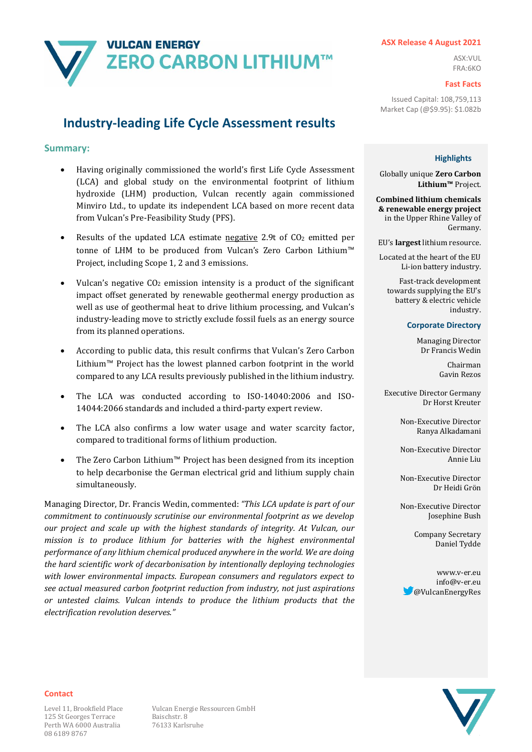**VULCAN ENERGY**
**ZERO CARBON LITHIUM™**

**ASX Release 4 August 2021**

ASX:VUL
FRA:6KO

**Fast Facts**

Issued Capital: 108,759,113
Market Cap (@$9.95): $1.082b

# Industry-leading Life Cycle Assessment results

## Summary:

- Having originally commissioned the world's first Life Cycle Assessment (LCA) and global study on the environmental footprint of lithium hydroxide (LHM) production, Vulcan recently again commissioned Minviro Ltd., to update its independent LCA based on more recent data from Vulcan's Pre-Feasibility Study (PFS).
- Results of the updated LCA estimate negative 2.9t of $CO_2$ emitted per tonne of LHM to be produced from Vulcan's Zero Carbon Lithium™ Project, including Scope 1, 2 and 3 emissions.
- Vulcan's negative $CO_2$ emission intensity is a product of the significant impact offset generated by renewable geothermal energy production as well as use of geothermal heat to drive lithium processing, and Vulcan's industry-leading move to strictly exclude fossil fuels as an energy source from its planned operations.
- According to public data, this result confirms that Vulcan's Zero Carbon Lithium™ Project has the lowest planned carbon footprint in the world compared to any LCA results previously published in the lithium industry.
- The LCA was conducted according to ISO-14040:2006 and ISO-14044:2066 standards and included a third-party expert review.
- The LCA also confirms a low water usage and water scarcity factor, compared to traditional forms of lithium production.
- The Zero Carbon Lithium™ Project has been designed from its inception to help decarbonise the German electrical grid and lithium supply chain simultaneously.

Managing Director, Dr. Francis Wedin, commented: *"This LCA update is part of our commitment to continuously scrutinise our environmental footprint as we develop our project and scale up with the highest standards of integrity. At Vulcan, our mission is to produce lithium for batteries with the highest environmental performance of any lithium chemical produced anywhere in the world. We are doing the hard scientific work of decarbonisation by intentionally deploying technologies with lower environmental impacts. European consumers and regulators expect to see actual measured carbon footprint reduction from industry, not just aspirations or untested claims. Vulcan intends to produce the lithium products that the electrification revolution deserves."*

### Highlights

Globally unique **Zero Carbon Lithium™** Project.

**Combined lithium chemicals & renewable energy project** in the Upper Rhine Valley of Germany.

EU's **largest** lithium resource.

Located at the heart of the EU Li-ion battery industry.

Fast-track development towards supplying the EU's battery & electric vehicle industry.

### Corporate Directory

Managing Director
Dr Francis Wedin

Chairman
Gavin Rezos

Executive Director Germany
Dr Horst Kreuter

Non-Executive Director
Ranya Alkadamani

Non-Executive Director
Annie Liu

Non-Executive Director
Dr Heidi Grön

Non-Executive Director
Josephine Bush

Company Secretary
Daniel Tydde

www.v-er.eu
info@v-er.eu
@VulcanEnergyRes

### Contact

Level 11, Brookfield Place
125 St Georges Terrace
Perth WA 6000 Australia
08 6189 8767

Vulcan Energie Ressourcen GmbH
Baischstr. 8
76133 Karlsruhe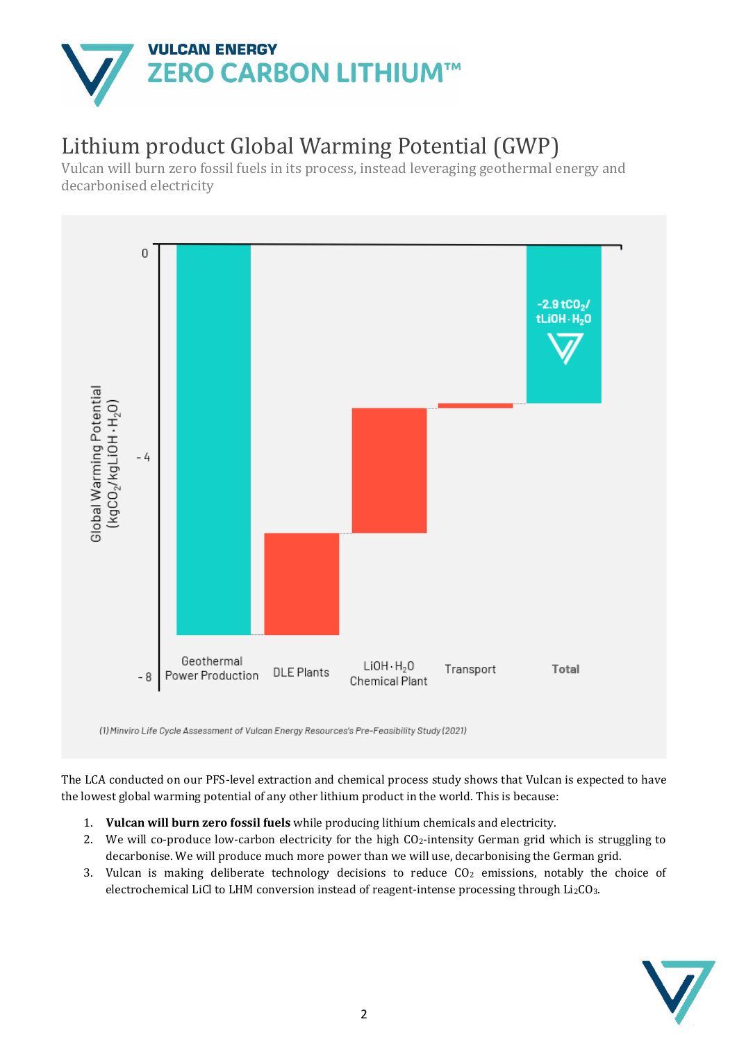# Lithium product Global Warming Potential (GWP)

Vulcan will burn zero fossil fuels in its process, instead leveraging geothermal energy and decarbonised electricity

Global Warming Potential ($kgCO_2/kgLiOH \cdot H_2O$)

0

-4

-8

Geothermal Power Production | DLE Plants | $LiOH \cdot H_2O$ Chemical Plant | Transport | **Total**

$-2.9\ tCO_2/tLiOH \cdot H_2O$

*(1) Minviro Life Cycle Assessment of Vulcan Energy Resources's Pre-Feasibility Study (2021)*

The LCA conducted on our PFS-level extraction and chemical process study shows that Vulcan is expected to have the lowest global warming potential of any other lithium product in the world. This is because:

1. **Vulcan will burn zero fossil fuels** while producing lithium chemicals and electricity.
2. We will co-produce low-carbon electricity for the high $CO_2$-intensity German grid which is struggling to decarbonise. We will produce much more power than we will use, decarbonising the German grid.
3. Vulcan is making deliberate technology decisions to reduce $CO_2$ emissions, notably the choice of electrochemical LiCl to LHM conversion instead of reagent-intense processing through $Li_2CO_3$.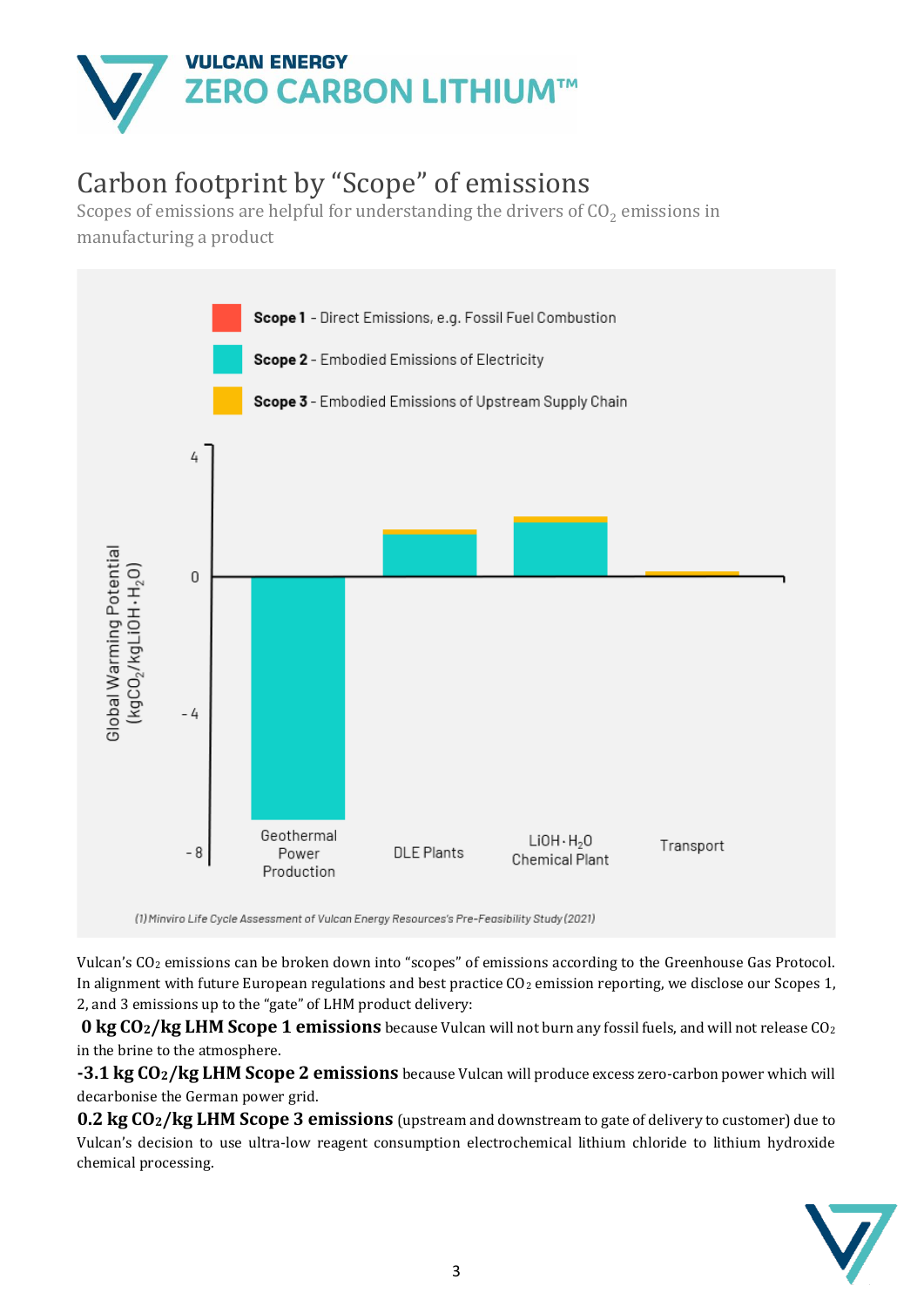# Carbon footprint by "Scope" of emissions

Scopes of emissions are helpful for understanding the drivers of $CO_2$ emissions in manufacturing a product

**Scope 1** - Direct Emissions, e.g. Fossil Fuel Combustion

**Scope 2** - Embodied Emissions of Electricity

**Scope 3** - Embodied Emissions of Upstream Supply Chain

Global Warming Potential ($kgCO_2/kgLiOH \cdot H_2O$)

Geothermal Power Production | DLE Plants | $LiOH \cdot H_2O$ Chemical Plant | Transport

(1) Minviro Life Cycle Assessment of Vulcan Energy Resources's Pre-Feasibility Study (2021)

Vulcan's $CO_2$ emissions can be broken down into "scopes" of emissions according to the Greenhouse Gas Protocol. In alignment with future European regulations and best practice $CO_2$ emission reporting, we disclose our Scopes 1, 2, and 3 emissions up to the "gate" of LHM product delivery:

**0 kg $CO_2$/kg LHM Scope 1 emissions** because Vulcan will not burn any fossil fuels, and will not release $CO_2$ in the brine to the atmosphere.

**-3.1 kg $CO_2$/kg LHM Scope 2 emissions** because Vulcan will produce excess zero-carbon power which will decarbonise the German power grid.

**0.2 kg $CO_2$/kg LHM Scope 3 emissions** (upstream and downstream to gate of delivery to customer) due to Vulcan's decision to use ultra-low reagent consumption electrochemical lithium chloride to lithium hydroxide chemical processing.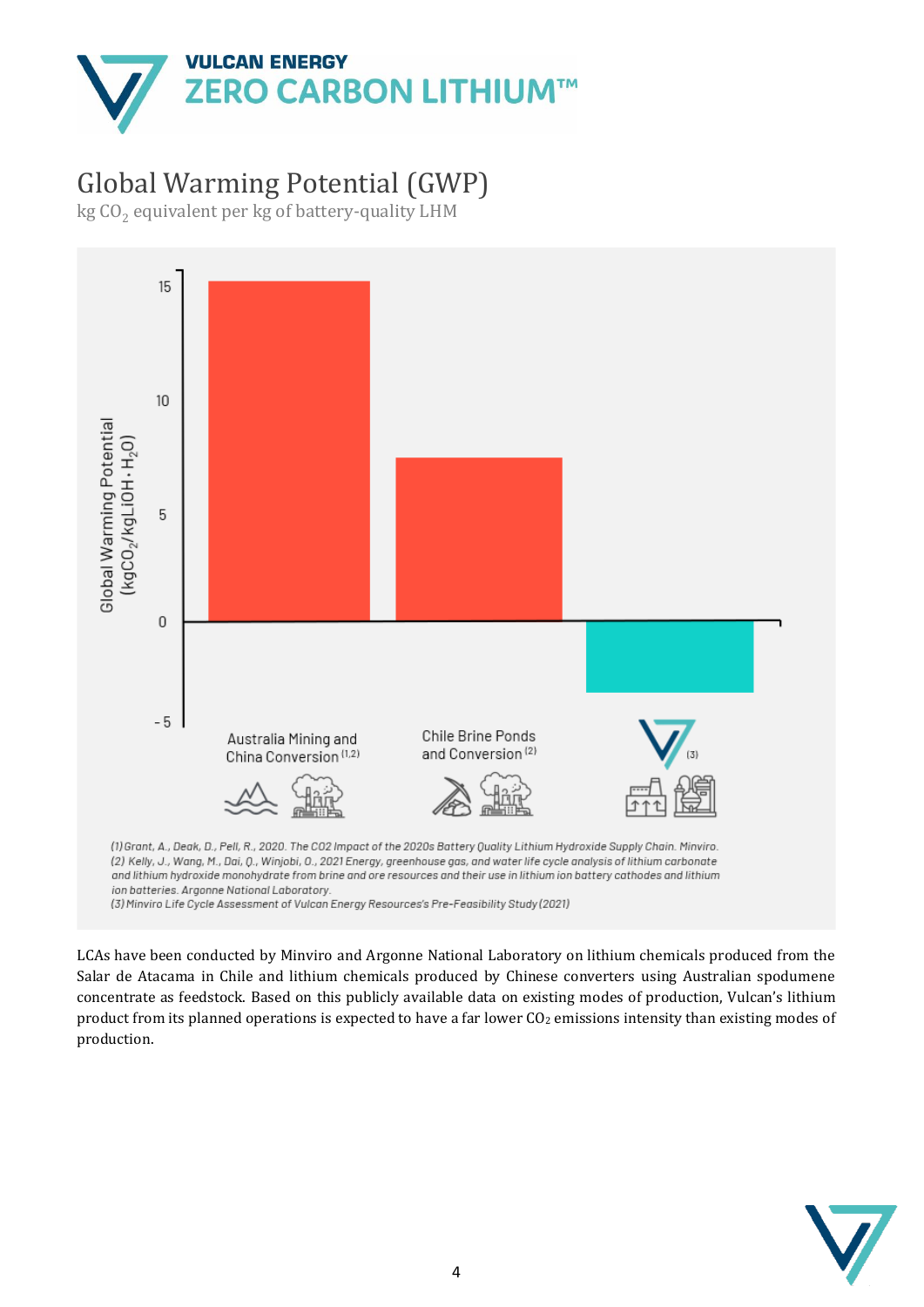# Global Warming Potential (GWP)

kg $CO_2$ equivalent per kg of battery-quality LHM

Global Warming Potential ($kgCO_2/kgLiOH \cdot H_2O$)

15

10

5

0

-5

Australia Mining and China Conversion [1,2]

Chile Brine Ponds and Conversion [2]

[3]

(1) Grant, A., Deak, D., Pell, R., 2020. The CO2 Impact of the 2020s Battery Quality Lithium Hydroxide Supply Chain. Minviro.
(2) Kelly, J., Wang, M., Dai, Q., Winjobi, O., 2021 Energy, greenhouse gas, and water life cycle analysis of lithium carbonate and lithium hydroxide monohydrate from brine and ore resources and their use in lithium ion battery cathodes and lithium ion batteries. Argonne National Laboratory.
(3) Minviro Life Cycle Assessment of Vulcan Energy Resources's Pre-Feasibility Study (2021)

LCAs have been conducted by Minviro and Argonne National Laboratory on lithium chemicals produced from the Salar de Atacama in Chile and lithium chemicals produced by Chinese converters using Australian spodumene concentrate as feedstock. Based on this publicly available data on existing modes of production, Vulcan's lithium product from its planned operations is expected to have a far lower $CO_2$ emissions intensity than existing modes of production.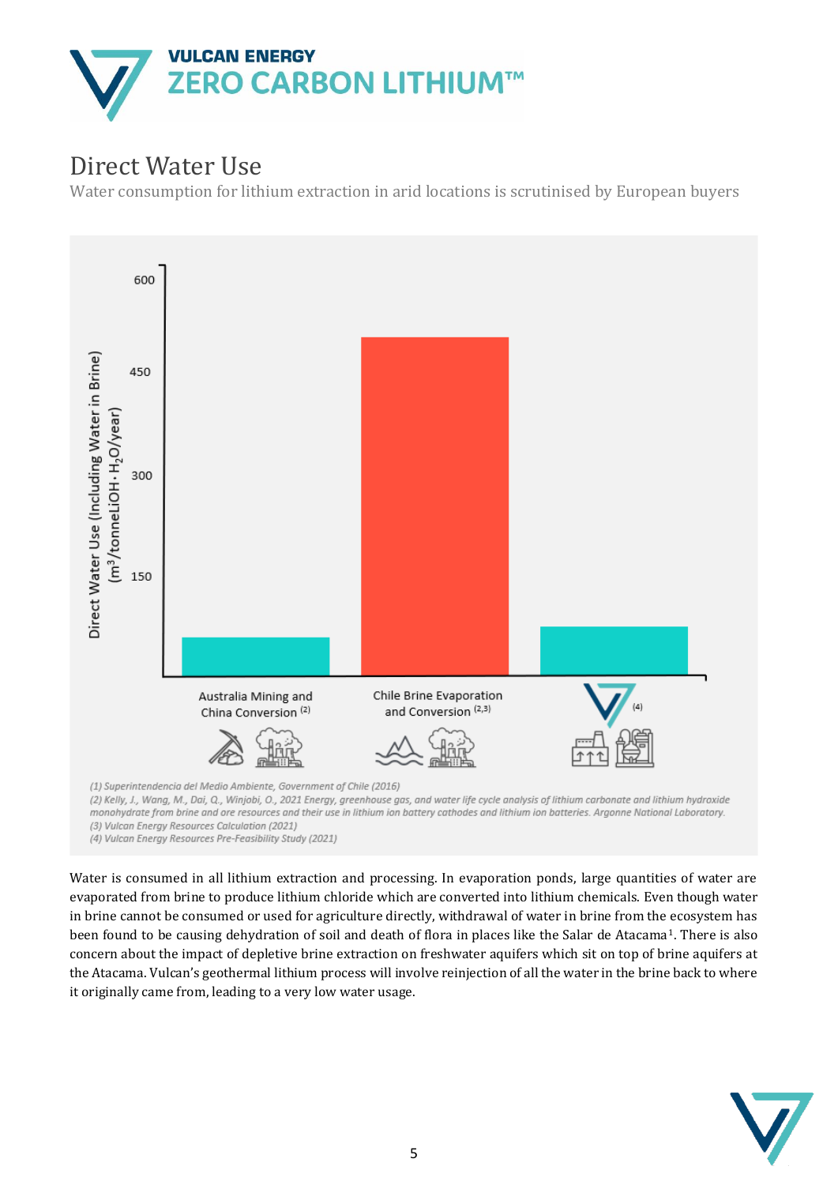# Direct Water Use

Water consumption for lithium extraction in arid locations is scrutinised by European buyers

Direct Water Use (Including Water in Brine) ($m^3$/tonneLiOH·$H_2O$/year)

- Australia Mining and China Conversion [2]
- Chile Brine Evaporation and Conversion [2,3]
- [4]

*(1) Superintendencia del Medio Ambiente, Government of Chile (2016)*
*(2) Kelly, J., Wang, M., Dai, Q., Winjobi, O., 2021 Energy, greenhouse gas, and water life cycle analysis of lithium carbonate and lithium hydroxide monohydrate from brine and ore resources and their use in lithium ion battery cathodes and lithium ion batteries. Argonne National Laboratory.*
*(3) Vulcan Energy Resources Calculation (2021)*
*(4) Vulcan Energy Resources Pre-Feasibility Study (2021)*

Water is consumed in all lithium extraction and processing. In evaporation ponds, large quantities of water are evaporated from brine to produce lithium chloride which are converted into lithium chemicals. Even though water in brine cannot be consumed or used for agriculture directly, withdrawal of water in brine from the ecosystem has been found to be causing dehydration of soil and death of flora in places like the Salar de Atacama[1]. There is also concern about the impact of depletive brine extraction on freshwater aquifers which sit on top of brine aquifers at the Atacama. Vulcan's geothermal lithium process will involve reinjection of all the water in the brine back to where it originally came from, leading to a very low water usage.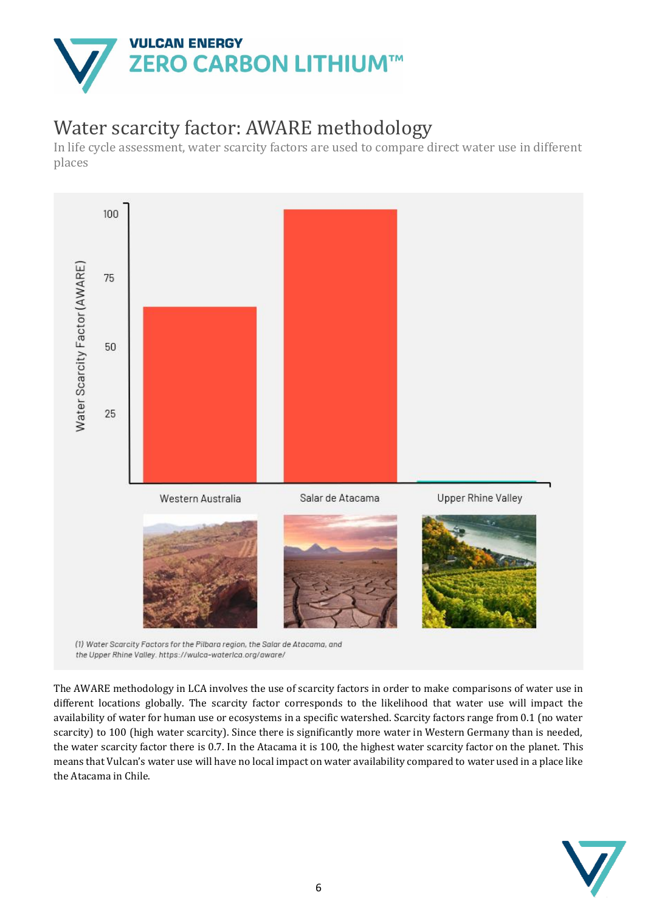## Water scarcity factor: AWARE methodology

In life cycle assessment, water scarcity factors are used to compare direct water use in different places

Water Scarcity Factor (AWARE)

100

75

50

25

Western Australia

Salar de Atacama

Upper Rhine Valley

*(1) Water Scarcity Factors for the Pilbara region, the Salar de Atacama, and the Upper Rhine Valley. https://wulca-waterlca.org/aware/*

The AWARE methodology in LCA involves the use of scarcity factors in order to make comparisons of water use in different locations globally. The scarcity factor corresponds to the likelihood that water use will impact the availability of water for human use or ecosystems in a specific watershed. Scarcity factors range from 0.1 (no water scarcity) to 100 (high water scarcity). Since there is significantly more water in Western Germany than is needed, the water scarcity factor there is 0.7. In the Atacama it is 100, the highest water scarcity factor on the planet. This means that Vulcan's water use will have no local impact on water availability compared to water used in a place like the Atacama in Chile.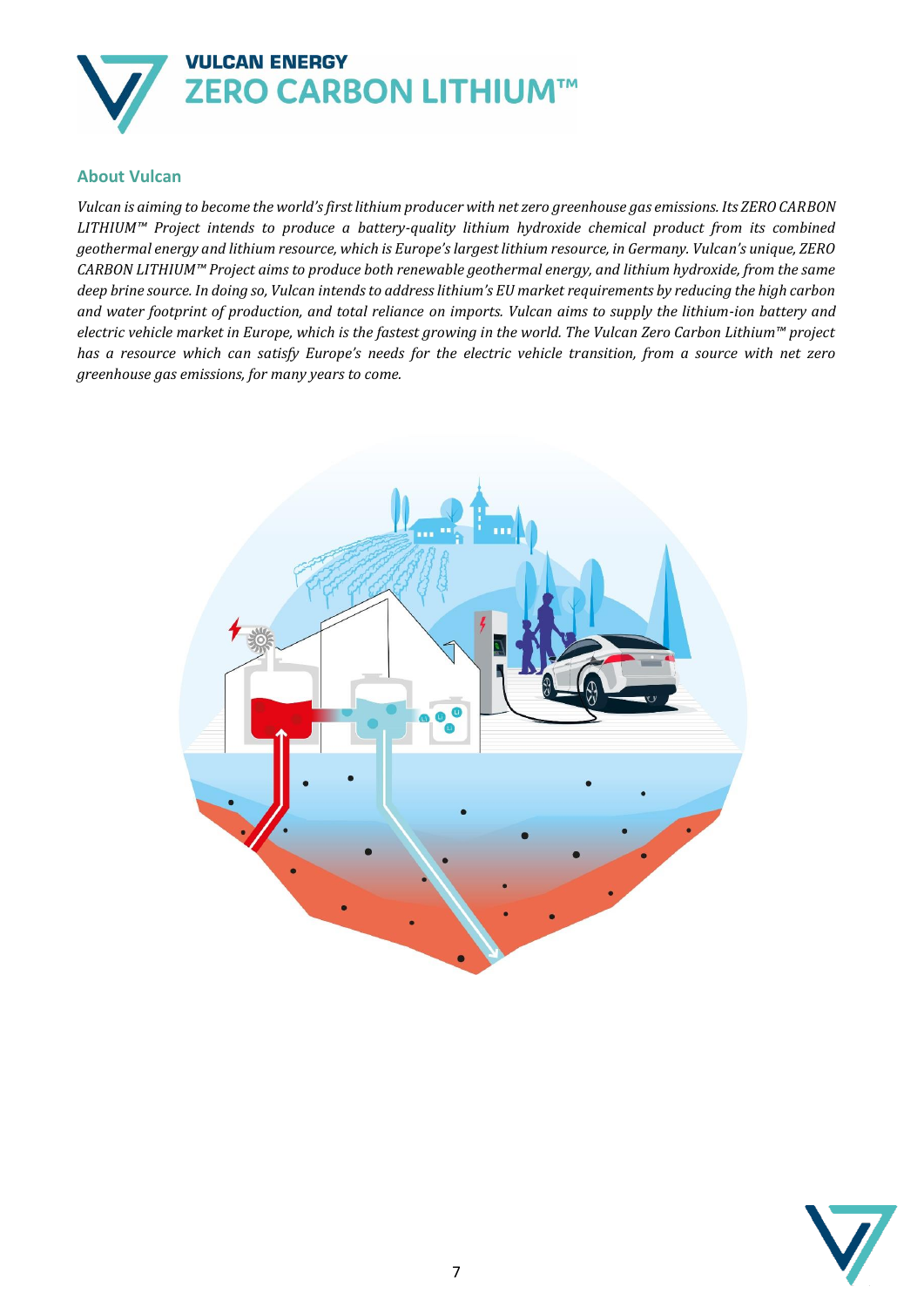## About Vulcan

*Vulcan is aiming to become the world's first lithium producer with net zero greenhouse gas emissions. Its ZERO CARBON LITHIUM™ Project intends to produce a battery-quality lithium hydroxide chemical product from its combined geothermal energy and lithium resource, which is Europe's largest lithium resource, in Germany. Vulcan's unique, ZERO CARBON LITHIUM™ Project aims to produce both renewable geothermal energy, and lithium hydroxide, from the same deep brine source. In doing so, Vulcan intends to address lithium's EU market requirements by reducing the high carbon and water footprint of production, and total reliance on imports. Vulcan aims to supply the lithium-ion battery and electric vehicle market in Europe, which is the fastest growing in the world. The Vulcan Zero Carbon Lithium™ project has a resource which can satisfy Europe's needs for the electric vehicle transition, from a source with net zero greenhouse gas emissions, for many years to come.*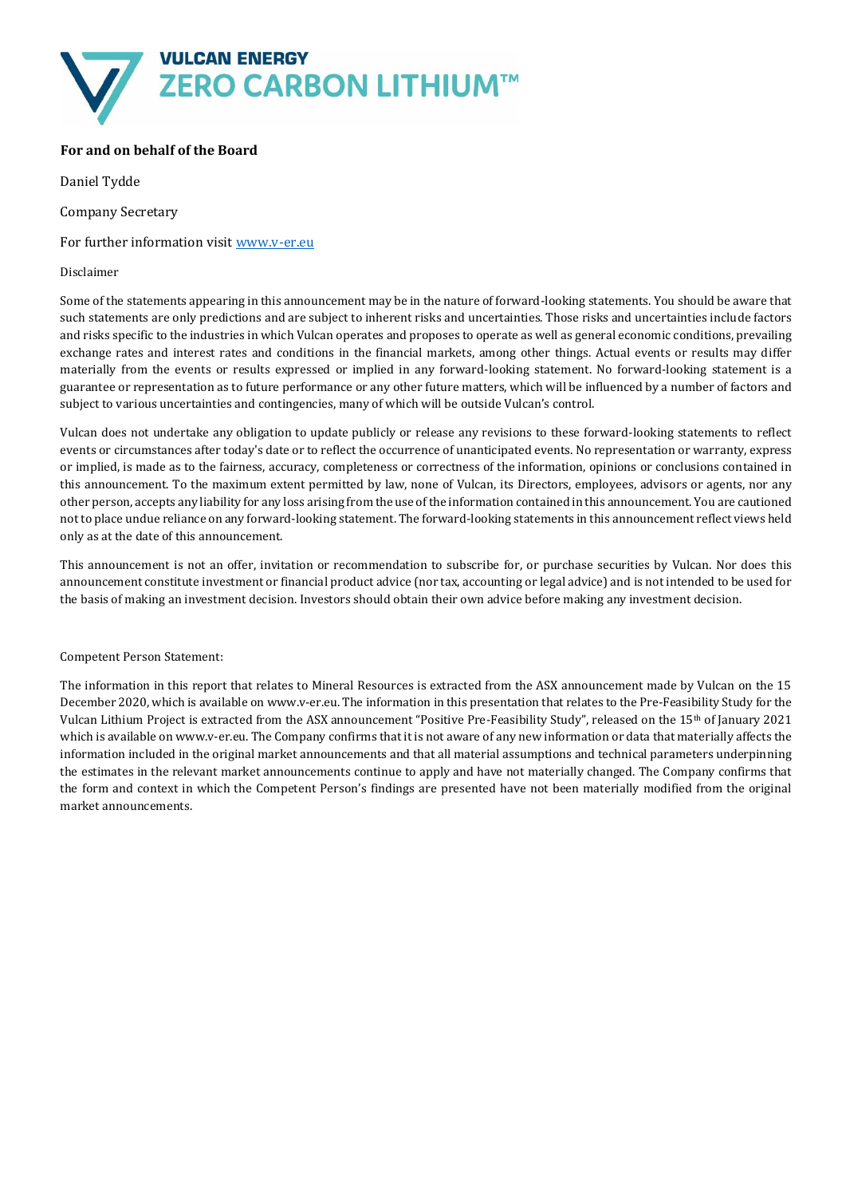**For and on behalf of the Board**

Daniel Tydde

Company Secretary

For further information visit [www.v-er.eu](www.v-er.eu)

Disclaimer

Some of the statements appearing in this announcement may be in the nature of forward-looking statements. You should be aware that such statements are only predictions and are subject to inherent risks and uncertainties. Those risks and uncertainties include factors and risks specific to the industries in which Vulcan operates and proposes to operate as well as general economic conditions, prevailing exchange rates and interest rates and conditions in the financial markets, among other things. Actual events or results may differ materially from the events or results expressed or implied in any forward-looking statement. No forward-looking statement is a guarantee or representation as to future performance or any other future matters, which will be influenced by a number of factors and subject to various uncertainties and contingencies, many of which will be outside Vulcan's control.

Vulcan does not undertake any obligation to update publicly or release any revisions to these forward-looking statements to reflect events or circumstances after today's date or to reflect the occurrence of unanticipated events. No representation or warranty, express or implied, is made as to the fairness, accuracy, completeness or correctness of the information, opinions or conclusions contained in this announcement. To the maximum extent permitted by law, none of Vulcan, its Directors, employees, advisors or agents, nor any other person, accepts any liability for any loss arising from the use of the information contained in this announcement. You are cautioned not to place undue reliance on any forward-looking statement. The forward-looking statements in this announcement reflect views held only as at the date of this announcement.

This announcement is not an offer, invitation or recommendation to subscribe for, or purchase securities by Vulcan. Nor does this announcement constitute investment or financial product advice (nor tax, accounting or legal advice) and is not intended to be used for the basis of making an investment decision. Investors should obtain their own advice before making any investment decision.

Competent Person Statement:

The information in this report that relates to Mineral Resources is extracted from the ASX announcement made by Vulcan on the 15 December 2020, which is available on www.v-er.eu. The information in this presentation that relates to the Pre-Feasibility Study for the Vulcan Lithium Project is extracted from the ASX announcement "Positive Pre-Feasibility Study", released on the 15th of January 2021 which is available on www.v-er.eu. The Company confirms that it is not aware of any new information or data that materially affects the information included in the original market announcements and that all material assumptions and technical parameters underpinning the estimates in the relevant market announcements continue to apply and have not materially changed. The Company confirms that the form and context in which the Competent Person's findings are presented have not been materially modified from the original market announcements.